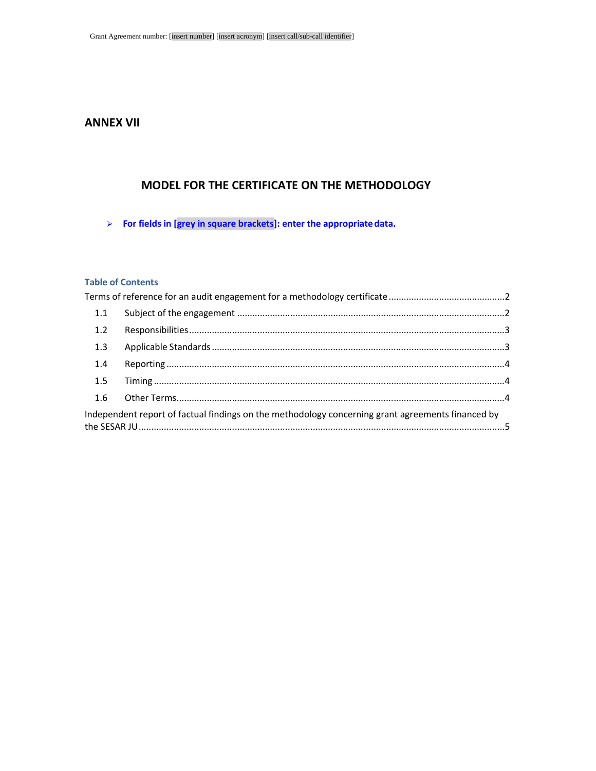Grant Agreement number: [insert number] [insert acronym] [insert call/sub-call identifier]

# ANNEX VII

## MODEL FOR THE CERTIFICATE ON THE METHODOLOGY

- **For fields in [grey in square brackets]: enter the appropriate data.**

### Table of Contents

Terms of reference for an audit engagement for a methodology certificate ........ 2

- 1.1 Subject of the engagement ........ 2
- 1.2 Responsibilities ........ 3
- 1.3 Applicable Standards ........ 3
- 1.4 Reporting ........ 4
- 1.5 Timing ........ 4
- 1.6 Other Terms ........ 4

Independent report of factual findings on the methodology concerning grant agreements financed by the SESAR JU ........ 5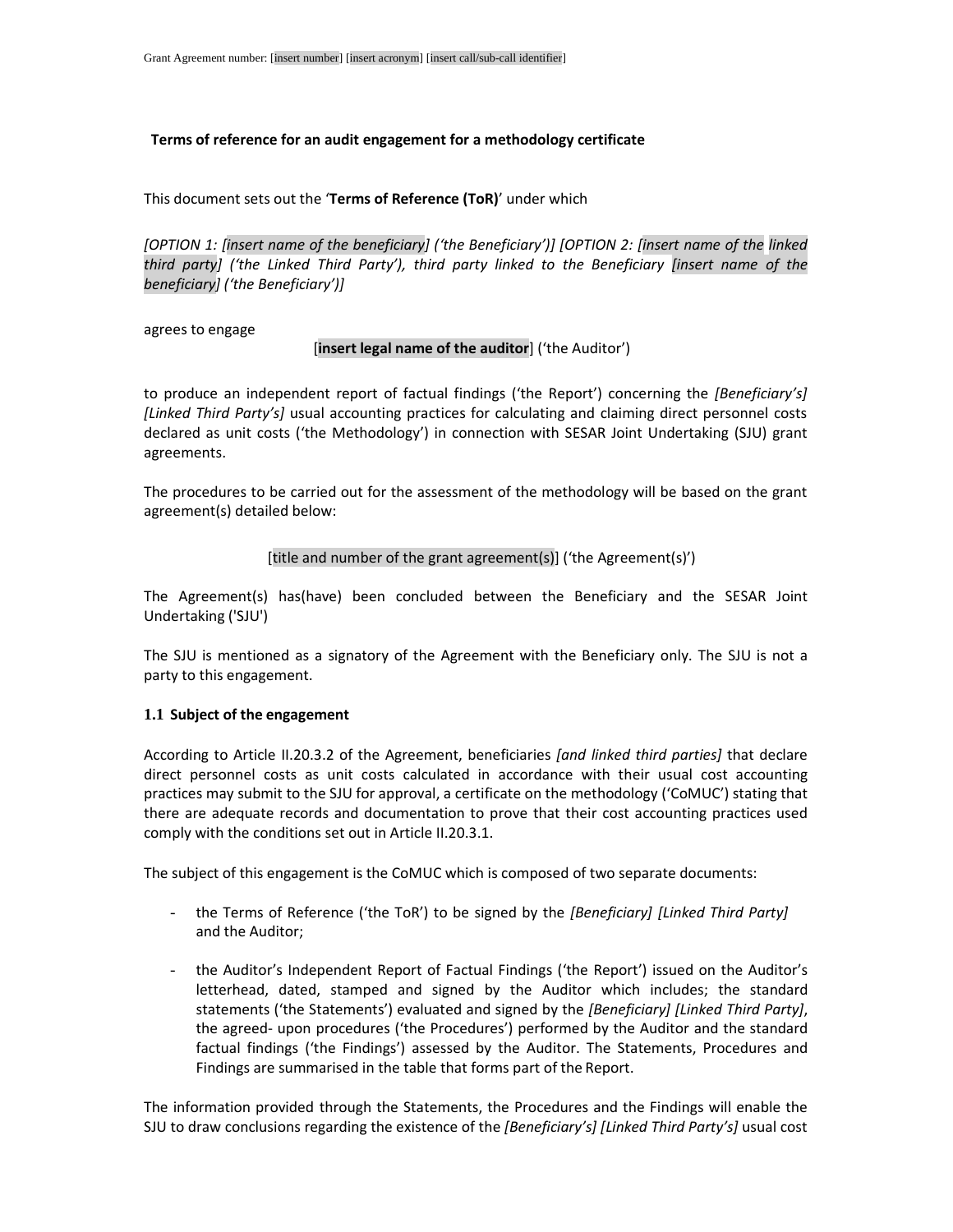**Terms of reference for an audit engagement for a methodology certificate**

This document sets out the '**Terms of Reference (ToR)**' under which

*[OPTION 1: [insert name of the beneficiary] ('the Beneficiary')] [OPTION 2: [insert name of the linked third party] ('the Linked Third Party'), third party linked to the Beneficiary [insert name of the beneficiary] ('the Beneficiary')]*

agrees to engage

[**insert legal name of the auditor**] ('the Auditor')

to produce an independent report of factual findings ('the Report') concerning the *[Beneficiary's] [Linked Third Party's]* usual accounting practices for calculating and claiming direct personnel costs declared as unit costs ('the Methodology') in connection with SESAR Joint Undertaking (SJU) grant agreements.

The procedures to be carried out for the assessment of the methodology will be based on the grant agreement(s) detailed below:

[title and number of the grant agreement(s)] ('the Agreement(s)')

The Agreement(s) has(have) been concluded between the Beneficiary and the SESAR Joint Undertaking ('SJU')

The SJU is mentioned as a signatory of the Agreement with the Beneficiary only. The SJU is not a party to this engagement.

### 1.1 Subject of the engagement

According to Article II.20.3.2 of the Agreement, beneficiaries *[and linked third parties]* that declare direct personnel costs as unit costs calculated in accordance with their usual cost accounting practices may submit to the SJU for approval, a certificate on the methodology ('CoMUC') stating that there are adequate records and documentation to prove that their cost accounting practices used comply with the conditions set out in Article II.20.3.1.

The subject of this engagement is the CoMUC which is composed of two separate documents:

- the Terms of Reference ('the ToR') to be signed by the *[Beneficiary] [Linked Third Party]* and the Auditor;
- the Auditor's Independent Report of Factual Findings ('the Report') issued on the Auditor's letterhead, dated, stamped and signed by the Auditor which includes; the standard statements ('the Statements') evaluated and signed by the *[Beneficiary] [Linked Third Party]*, the agreed- upon procedures ('the Procedures') performed by the Auditor and the standard factual findings ('the Findings') assessed by the Auditor. The Statements, Procedures and Findings are summarised in the table that forms part of the Report.

The information provided through the Statements, the Procedures and the Findings will enable the SJU to draw conclusions regarding the existence of the *[Beneficiary's] [Linked Third Party's]* usual cost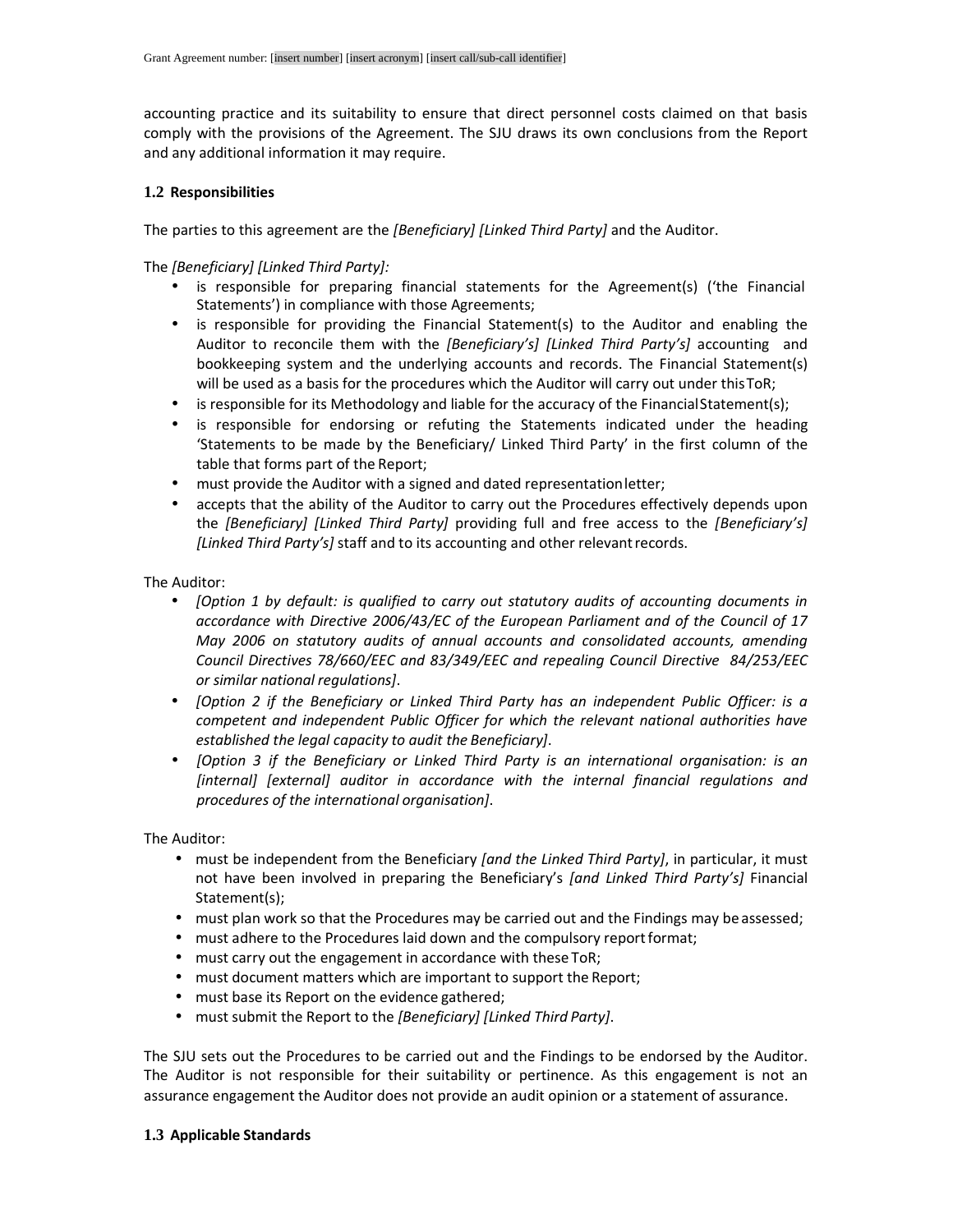accounting practice and its suitability to ensure that direct personnel costs claimed on that basis comply with the provisions of the Agreement. The SJU draws its own conclusions from the Report and any additional information it may require.

### 1.2 Responsibilities

The parties to this agreement are the *[Beneficiary] [Linked Third Party]* and the Auditor.

The *[Beneficiary] [Linked Third Party]:*

- is responsible for preparing financial statements for the Agreement(s) ('the Financial Statements') in compliance with those Agreements;
- is responsible for providing the Financial Statement(s) to the Auditor and enabling the Auditor to reconcile them with the *[Beneficiary's] [Linked Third Party's]* accounting and bookkeeping system and the underlying accounts and records. The Financial Statement(s) will be used as a basis for the procedures which the Auditor will carry out under this ToR;
- is responsible for its Methodology and liable for the accuracy of the Financial Statement(s);
- is responsible for endorsing or refuting the Statements indicated under the heading 'Statements to be made by the Beneficiary/ Linked Third Party' in the first column of the table that forms part of the Report;
- must provide the Auditor with a signed and dated representation letter;
- accepts that the ability of the Auditor to carry out the Procedures effectively depends upon the *[Beneficiary] [Linked Third Party]* providing full and free access to the *[Beneficiary's] [Linked Third Party's]* staff and to its accounting and other relevant records.

The Auditor:

- *[Option 1 by default: is qualified to carry out statutory audits of accounting documents in accordance with Directive 2006/43/EC of the European Parliament and of the Council of 17 May 2006 on statutory audits of annual accounts and consolidated accounts, amending Council Directives 78/660/EEC and 83/349/EEC and repealing Council Directive 84/253/EEC or similar national regulations]*.
- *[Option 2 if the Beneficiary or Linked Third Party has an independent Public Officer: is a competent and independent Public Officer for which the relevant national authorities have established the legal capacity to audit the Beneficiary]*.
- *[Option 3 if the Beneficiary or Linked Third Party is an international organisation: is an [internal] [external] auditor in accordance with the internal financial regulations and procedures of the international organisation]*.

The Auditor:

- must be independent from the Beneficiary *[and the Linked Third Party]*, in particular, it must not have been involved in preparing the Beneficiary's *[and Linked Third Party's]* Financial Statement(s);
- must plan work so that the Procedures may be carried out and the Findings may be assessed;
- must adhere to the Procedures laid down and the compulsory report format;
- must carry out the engagement in accordance with these ToR;
- must document matters which are important to support the Report;
- must base its Report on the evidence gathered;
- must submit the Report to the *[Beneficiary] [Linked Third Party]*.

The SJU sets out the Procedures to be carried out and the Findings to be endorsed by the Auditor. The Auditor is not responsible for their suitability or pertinence. As this engagement is not an assurance engagement the Auditor does not provide an audit opinion or a statement of assurance.

### 1.3 Applicable Standards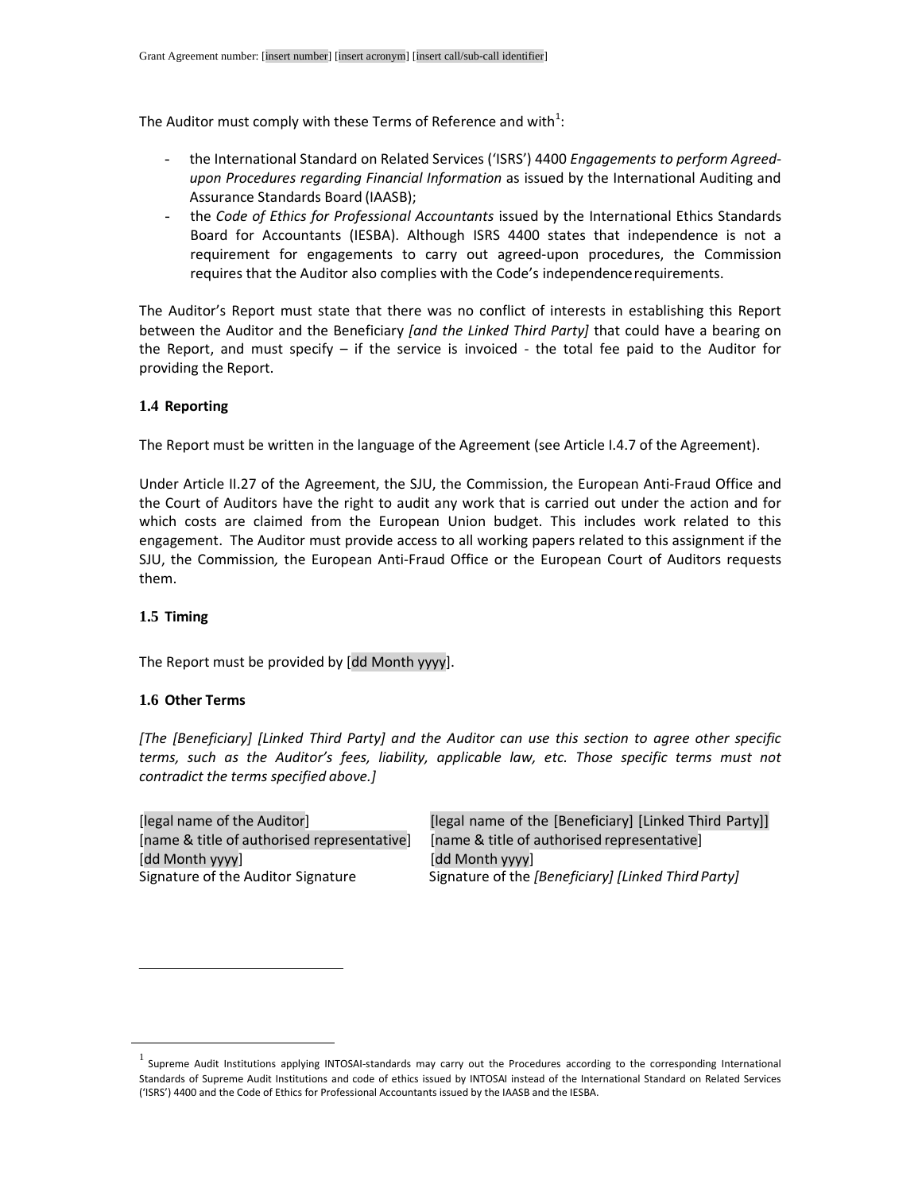The Auditor must comply with these Terms of Reference and with[1]:

- the International Standard on Related Services ('ISRS') 4400 *Engagements to perform Agreed-upon Procedures regarding Financial Information* as issued by the International Auditing and Assurance Standards Board (IAASB);
- the *Code of Ethics for Professional Accountants* issued by the International Ethics Standards Board for Accountants (IESBA). Although ISRS 4400 states that independence is not a requirement for engagements to carry out agreed-upon procedures, the Commission requires that the Auditor also complies with the Code's independence requirements.

The Auditor's Report must state that there was no conflict of interests in establishing this Report between the Auditor and the Beneficiary *[and the Linked Third Party]* that could have a bearing on the Report, and must specify – if the service is invoiced - the total fee paid to the Auditor for providing the Report.

### 1.4 Reporting

The Report must be written in the language of the Agreement (see Article I.4.7 of the Agreement).

Under Article II.27 of the Agreement, the SJU, the Commission, the European Anti-Fraud Office and the Court of Auditors have the right to audit any work that is carried out under the action and for which costs are claimed from the European Union budget. This includes work related to this engagement. The Auditor must provide access to all working papers related to this assignment if the SJU, the Commission, the European Anti-Fraud Office or the European Court of Auditors requests them.

### 1.5 Timing

The Report must be provided by [dd Month yyyy].

### 1.6 Other Terms

*[The [Beneficiary] [Linked Third Party] and the Auditor can use this section to agree other specific terms, such as the Auditor's fees, liability, applicable law, etc. Those specific terms must not contradict the terms specified above.]*

[legal name of the Auditor]
[name & title of authorised representative]
[dd Month yyyy]
Signature of the Auditor Signature

[legal name of the [Beneficiary] [Linked Third Party]]
[name & title of authorised representative]
[dd Month yyyy]
Signature of the *[Beneficiary] [Linked Third Party]*

[1] Supreme Audit Institutions applying INTOSAI-standards may carry out the Procedures according to the corresponding International Standards of Supreme Audit Institutions and code of ethics issued by INTOSAI instead of the International Standard on Related Services ('ISRS') 4400 and the Code of Ethics for Professional Accountants issued by the IAASB and the IESBA.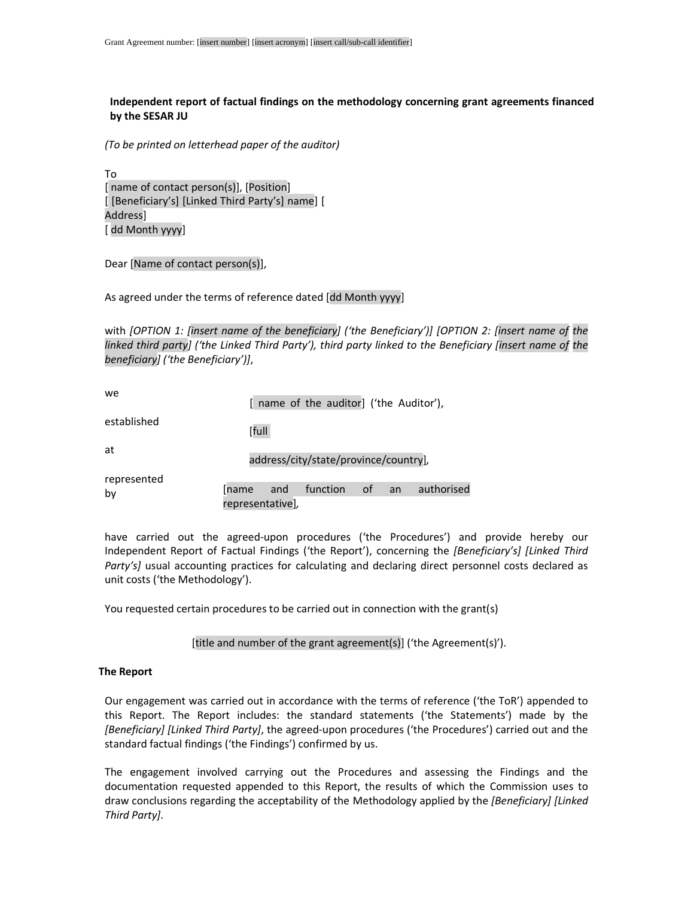**Independent report of factual findings on the methodology concerning grant agreements financed by the SESAR JU**

*(To be printed on letterhead paper of the auditor)*

To
[ name of contact person(s)], [Position]
[ [Beneficiary's] [Linked Third Party's] name] [ Address]
[ dd Month yyyy]

Dear [Name of contact person(s)],

As agreed under the terms of reference dated [dd Month yyyy]

with *[OPTION 1: [insert name of the beneficiary] ('the Beneficiary')] [OPTION 2: [insert name of the linked third party] ('the Linked Third Party'), third party linked to the Beneficiary [insert name of the beneficiary] ('the Beneficiary')]*,

| | |
|---|---|
| we | [ name of the auditor] ('the Auditor'), |
| established at | [full address/city/state/province/country], |
| represented by | [name and function of an authorised representative], |

have carried out the agreed-upon procedures ('the Procedures') and provide hereby our Independent Report of Factual Findings ('the Report'), concerning the *[Beneficiary's] [Linked Third Party's]* usual accounting practices for calculating and declaring direct personnel costs declared as unit costs ('the Methodology').

You requested certain procedures to be carried out in connection with the grant(s)

[title and number of the grant agreement(s)] ('the Agreement(s)').

**The Report**

Our engagement was carried out in accordance with the terms of reference ('the ToR') appended to this Report. The Report includes: the standard statements ('the Statements') made by the *[Beneficiary] [Linked Third Party]*, the agreed-upon procedures ('the Procedures') carried out and the standard factual findings ('the Findings') confirmed by us.

The engagement involved carrying out the Procedures and assessing the Findings and the documentation requested appended to this Report, the results of which the Commission uses to draw conclusions regarding the acceptability of the Methodology applied by the *[Beneficiary] [Linked Third Party]*.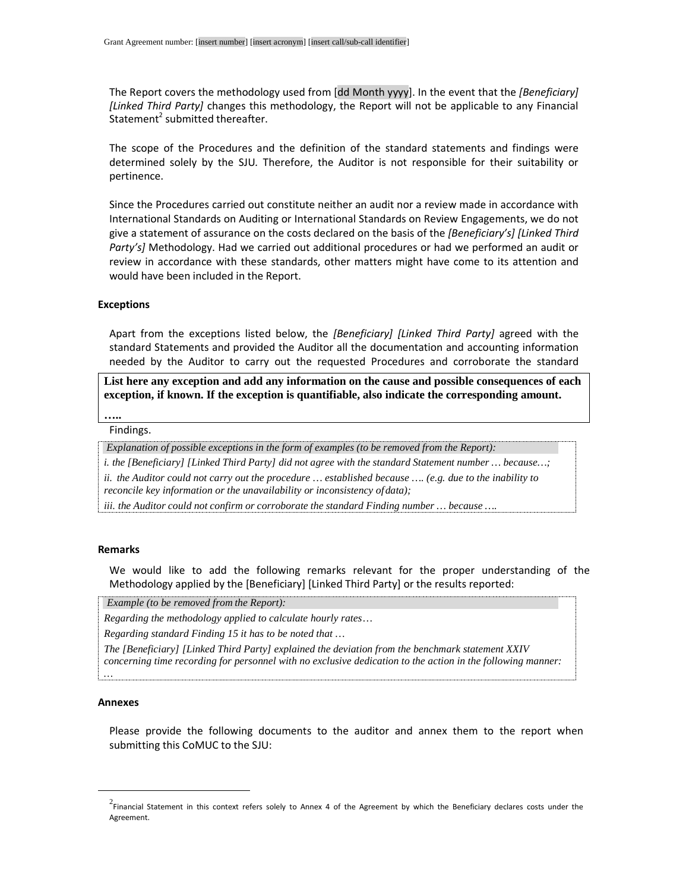The Report covers the methodology used from [dd Month yyyy]. In the event that the *[Beneficiary] [Linked Third Party]* changes this methodology, the Report will not be applicable to any Financial Statement[2] submitted thereafter.

The scope of the Procedures and the definition of the standard statements and findings were determined solely by the SJU. Therefore, the Auditor is not responsible for their suitability or pertinence.

Since the Procedures carried out constitute neither an audit nor a review made in accordance with International Standards on Auditing or International Standards on Review Engagements, we do not give a statement of assurance on the costs declared on the basis of the *[Beneficiary's] [Linked Third Party's]* Methodology. Had we carried out additional procedures or had we performed an audit or review in accordance with these standards, other matters might have come to its attention and would have been included in the Report.

**Exceptions**

Apart from the exceptions listed below, the *[Beneficiary] [Linked Third Party]* agreed with the standard Statements and provided the Auditor all the documentation and accounting information needed by the Auditor to carry out the requested Procedures and corroborate the standard Findings.

**List here any exception and add any information on the cause and possible consequences of each exception, if known. If the exception is quantifiable, also indicate the corresponding amount.**

**…..**

*Explanation of possible exceptions in the form of examples (to be removed from the Report):*

*i. the [Beneficiary] [Linked Third Party] did not agree with the standard Statement number … because…;*

*ii. the Auditor could not carry out the procedure … established because …. (e.g. due to the inability to reconcile key information or the unavailability or inconsistency of data);*

*iii. the Auditor could not confirm or corroborate the standard Finding number … because ….*

**Remarks**

We would like to add the following remarks relevant for the proper understanding of the Methodology applied by the [Beneficiary] [Linked Third Party] or the results reported:

*Example (to be removed from the Report):*

*Regarding the methodology applied to calculate hourly rates…*

*Regarding standard Finding 15 it has to be noted that …*

*The [Beneficiary] [Linked Third Party] explained the deviation from the benchmark statement XXIV concerning time recording for personnel with no exclusive dedication to the action in the following manner: …*

**Annexes**

Please provide the following documents to the auditor and annex them to the report when submitting this CoMUC to the SJU:

[2] Financial Statement in this context refers solely to Annex 4 of the Agreement by which the Beneficiary declares costs under the Agreement.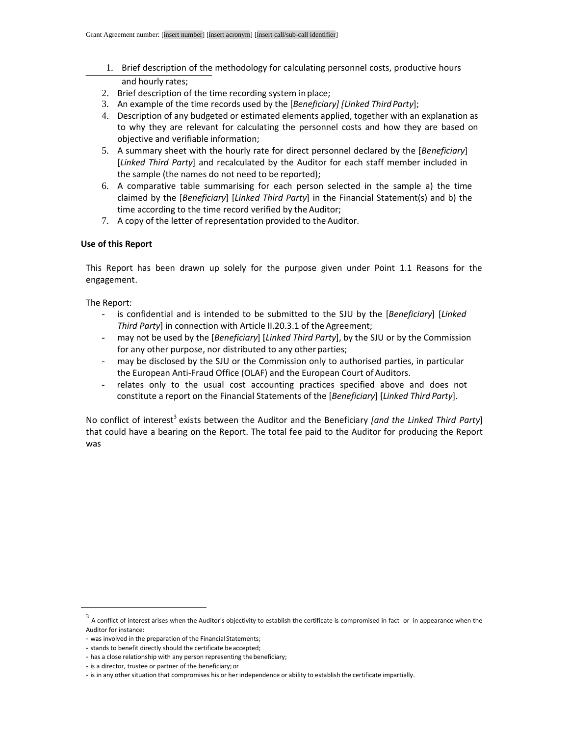1. Brief description of the methodology for calculating personnel costs, productive hours and hourly rates;
2. Brief description of the time recording system in place;
3. An example of the time records used by the [*Beneficiary] [Linked Third Party*];
4. Description of any budgeted or estimated elements applied, together with an explanation as to why they are relevant for calculating the personnel costs and how they are based on objective and verifiable information;
5. A summary sheet with the hourly rate for direct personnel declared by the [*Beneficiary*] [*Linked Third Party*] and recalculated by the Auditor for each staff member included in the sample (the names do not need to be reported);
6. A comparative table summarising for each person selected in the sample a) the time claimed by the [*Beneficiary*] [*Linked Third Party*] in the Financial Statement(s) and b) the time according to the time record verified by the Auditor;
7. A copy of the letter of representation provided to the Auditor.

**Use of this Report**

This Report has been drawn up solely for the purpose given under Point 1.1 Reasons for the engagement.

The Report:

- is confidential and is intended to be submitted to the SJU by the [*Beneficiary*] [*Linked Third Party*] in connection with Article II.20.3.1 of the Agreement;
- may not be used by the [*Beneficiary*] [*Linked Third Party*], by the SJU or by the Commission for any other purpose, nor distributed to any other parties;
- may be disclosed by the SJU or the Commission only to authorised parties, in particular the European Anti-Fraud Office (OLAF) and the European Court of Auditors.
- relates only to the usual cost accounting practices specified above and does not constitute a report on the Financial Statements of the [*Beneficiary*] [*Linked Third Party*].

No conflict of interest[3] exists between the Auditor and the Beneficiary *[and the Linked Third Party*] that could have a bearing on the Report. The total fee paid to the Auditor for producing the Report was

---

[3] A conflict of interest arises when the Auditor's objectivity to establish the certificate is compromised in fact or in appearance when the Auditor for instance:

- was involved in the preparation of the Financial Statements;
- stands to benefit directly should the certificate be accepted;
- has a close relationship with any person representing the beneficiary;
- is a director, trustee or partner of the beneficiary; or
- is in any other situation that compromises his or her independence or ability to establish the certificate impartially.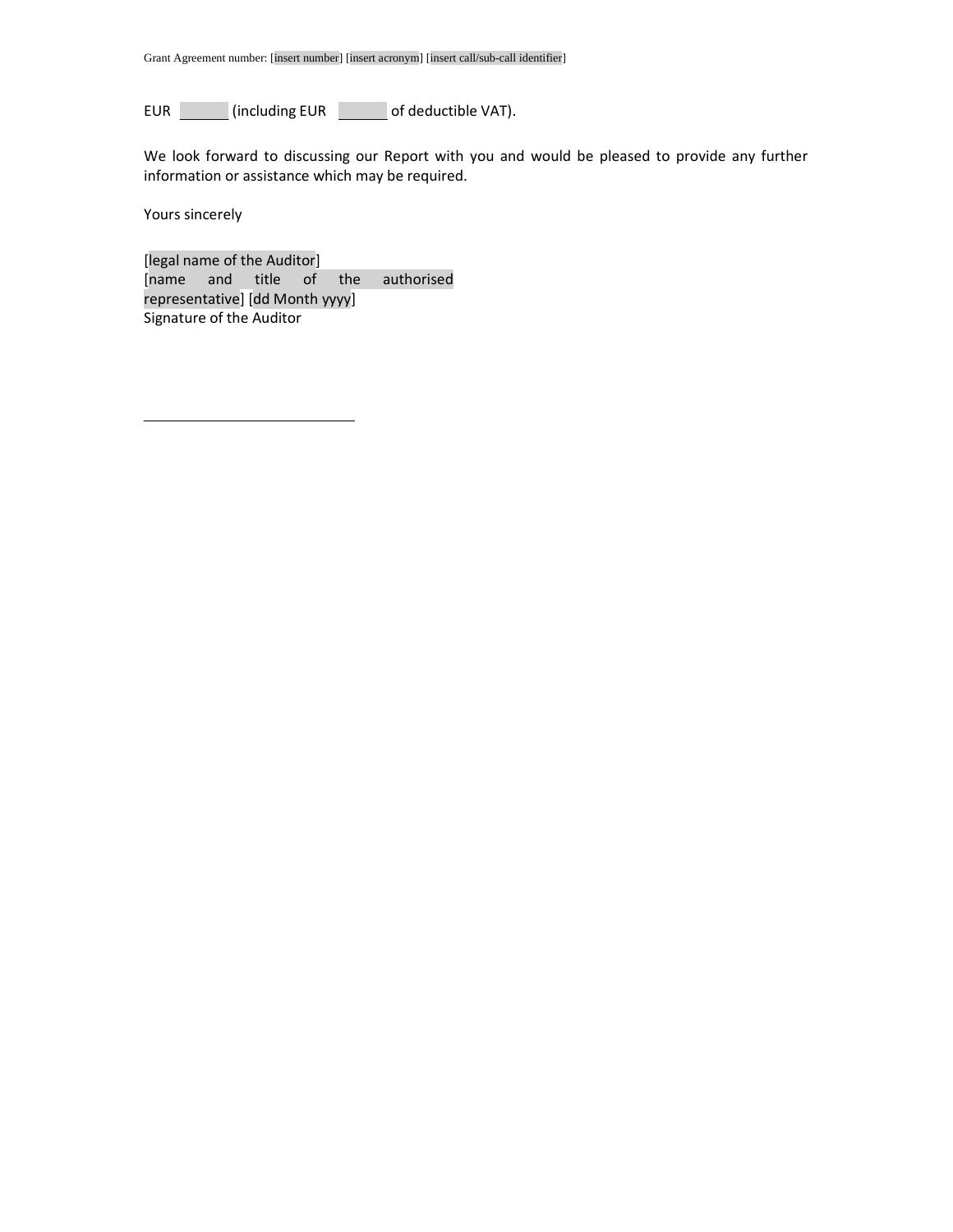EUR ______ (including EUR ______ of deductible VAT).

We look forward to discussing our Report with you and would be pleased to provide any further information or assistance which may be required.

Yours sincerely

[legal name of the Auditor]
[name and title of the authorised representative] [dd Month yyyy]
Signature of the Auditor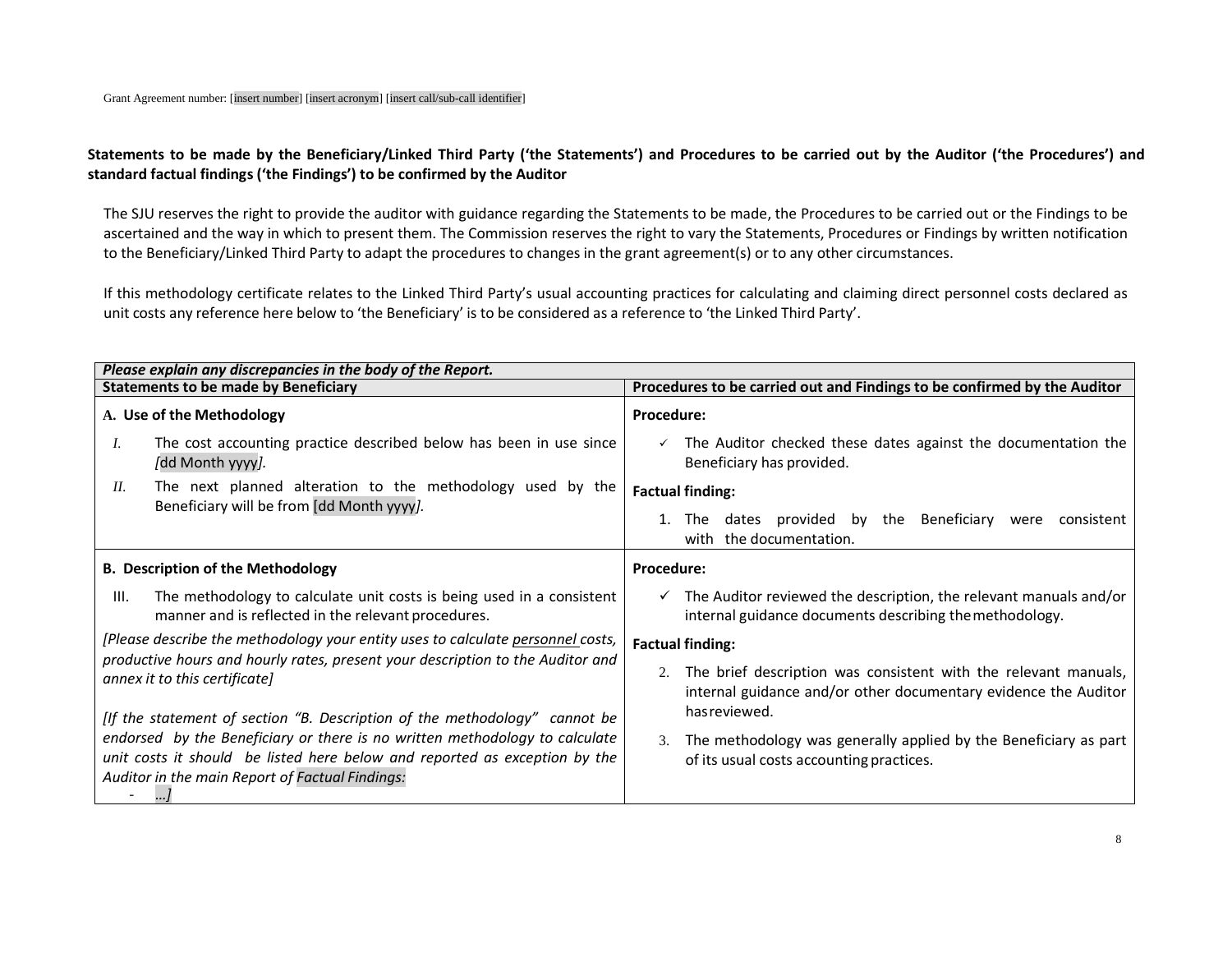Grant Agreement number: [insert number] [insert acronym] [insert call/sub-call identifier]

**Statements to be made by the Beneficiary/Linked Third Party ('the Statements') and Procedures to be carried out by the Auditor ('the Procedures') and standard factual findings ('the Findings') to be confirmed by the Auditor**

The SJU reserves the right to provide the auditor with guidance regarding the Statements to be made, the Procedures to be carried out or the Findings to be ascertained and the way in which to present them. The Commission reserves the right to vary the Statements, Procedures or Findings by written notification to the Beneficiary/Linked Third Party to adapt the procedures to changes in the grant agreement(s) or to any other circumstances.

If this methodology certificate relates to the Linked Third Party's usual accounting practices for calculating and claiming direct personnel costs declared as unit costs any reference here below to 'the Beneficiary' is to be considered as a reference to 'the Linked Third Party'.

| ***Please explain any discrepancies in the body of the Report.*** | |
|---|---|
| **Statements to be made by Beneficiary** | **Procedures to be carried out and Findings to be confirmed by the Auditor** |
| **A. Use of the Methodology**<br><br>I. The cost accounting practice described below has been in use since *[*dd Month yyyy*].*<br><br>II. The next planned alteration to the methodology used by the Beneficiary will be from [dd Month yyyy*].* | **Procedure:**<br><br>✓ The Auditor checked these dates against the documentation the Beneficiary has provided.<br><br>**Factual finding:**<br><br>1. The dates provided by the Beneficiary were consistent with the documentation. |
| **B. Description of the Methodology**<br><br>III. The methodology to calculate unit costs is being used in a consistent manner and is reflected in the relevant procedures.<br><br>*[Please describe the methodology your entity uses to calculate personnel costs, productive hours and hourly rates, present your description to the Auditor and annex it to this certificate]*<br><br>*[If the statement of section "B. Description of the methodology" cannot be endorsed by the Beneficiary or there is no written methodology to calculate unit costs it should be listed here below and reported as exception by the Auditor in the main Report of Factual Findings:*<br><br>- *…]* | **Procedure:**<br><br>✓ The Auditor reviewed the description, the relevant manuals and/or internal guidance documents describing the methodology.<br><br>**Factual finding:**<br><br>2. The brief description was consistent with the relevant manuals, internal guidance and/or other documentary evidence the Auditor has reviewed.<br><br>3. The methodology was generally applied by the Beneficiary as part of its usual costs accounting practices. |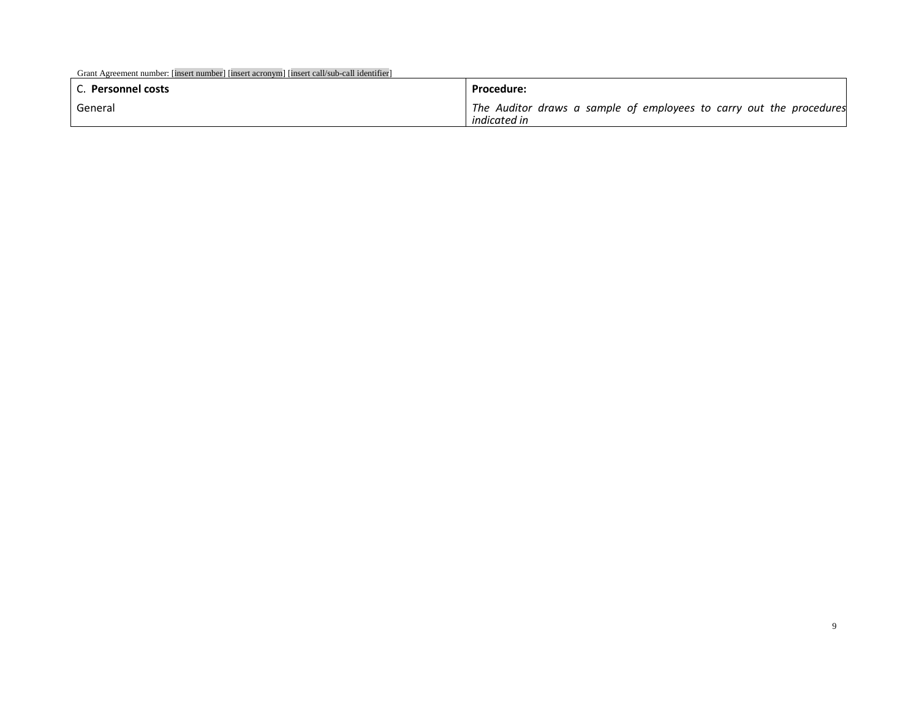Grant Agreement number: [insert number] [insert acronym] [insert call/sub-call identifier]

| C. **Personnel costs** | **Procedure:** |
| --- | --- |
| General | *The Auditor draws a sample of employees to carry out the procedures indicated in* |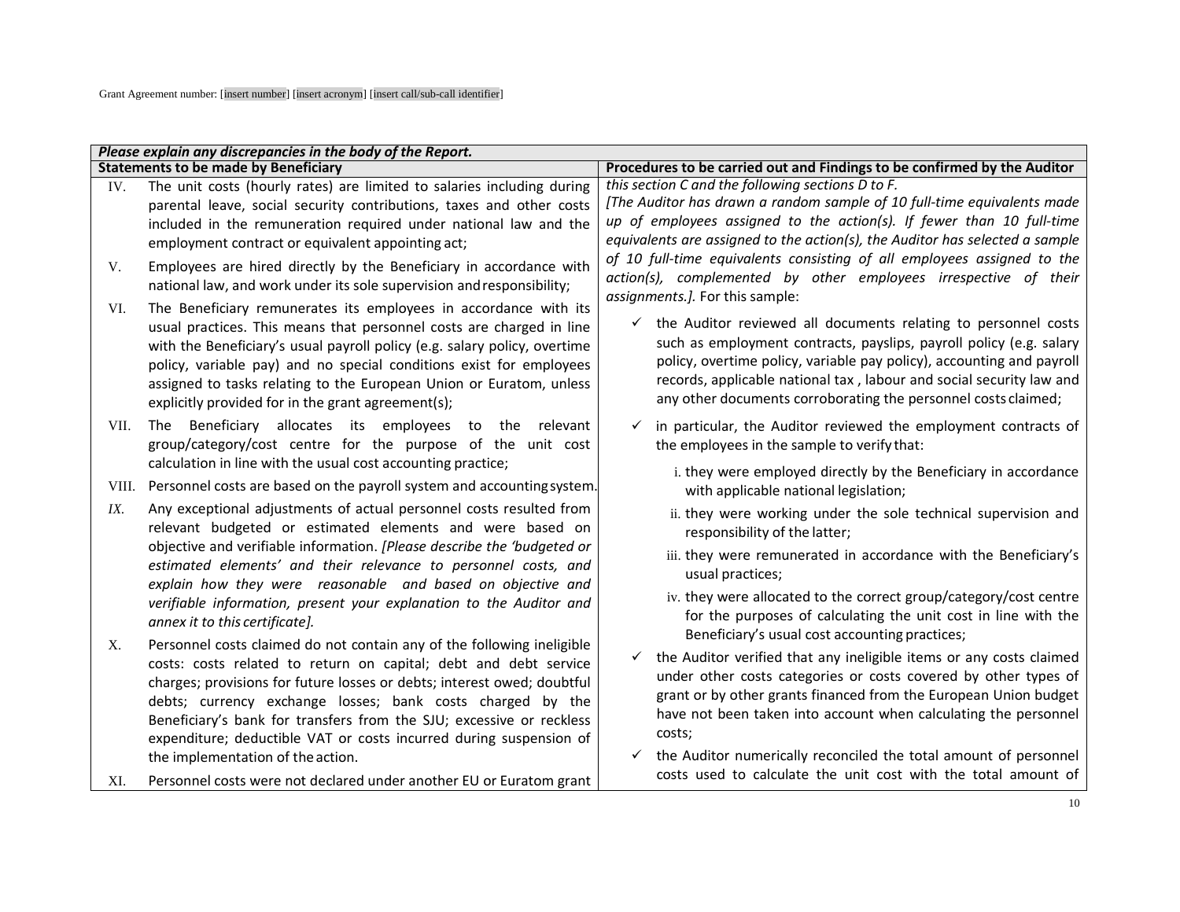| *Please explain any discrepancies in the body of the Report.* | |
|---|---|
| **Statements to be made by Beneficiary** | **Procedures to be carried out and Findings to be confirmed by the Auditor** |
| IV. The unit costs (hourly rates) are limited to salaries including during parental leave, social security contributions, taxes and other costs included in the remuneration required under national law and the employment contract or equivalent appointing act;<br><br>V. Employees are hired directly by the Beneficiary in accordance with national law, and work under its sole supervision and responsibility;<br><br>VI. The Beneficiary remunerates its employees in accordance with its usual practices. This means that personnel costs are charged in line with the Beneficiary's usual payroll policy (e.g. salary policy, overtime policy, variable pay) and no special conditions exist for employees assigned to tasks relating to the European Union or Euratom, unless explicitly provided for in the grant agreement(s);<br><br>VII. The Beneficiary allocates its employees to the relevant group/category/cost centre for the purpose of the unit cost calculation in line with the usual cost accounting practice;<br><br>VIII. Personnel costs are based on the payroll system and accounting system.<br><br>*IX.* Any exceptional adjustments of actual personnel costs resulted from relevant budgeted or estimated elements and were based on objective and verifiable information. *[Please describe the 'budgeted or estimated elements' and their relevance to personnel costs, and explain how they were reasonable and based on objective and verifiable information, present your explanation to the Auditor and annex it to this certificate].*<br><br>X. Personnel costs claimed do not contain any of the following ineligible costs: costs related to return on capital; debt and debt service charges; provisions for future losses or debts; interest owed; doubtful debts; currency exchange losses; bank costs charged by the Beneficiary's bank for transfers from the SJU; excessive or reckless expenditure; deductible VAT or costs incurred during suspension of the implementation of the action.<br><br>XI. Personnel costs were not declared under another EU or Euratom grant | *this section C and the following sections D to F.*<br>*[The Auditor has drawn a random sample of 10 full-time equivalents made up of employees assigned to the action(s). If fewer than 10 full-time equivalents are assigned to the action(s), the Auditor has selected a sample of 10 full-time equivalents consisting of all employees assigned to the action(s), complemented by other employees irrespective of their assignments.].* For this sample:<br><br>✓ the Auditor reviewed all documents relating to personnel costs such as employment contracts, payslips, payroll policy (e.g. salary policy, overtime policy, variable pay policy), accounting and payroll records, applicable national tax , labour and social security law and any other documents corroborating the personnel costs claimed;<br><br>✓ in particular, the Auditor reviewed the employment contracts of the employees in the sample to verify that:<br><br>i. they were employed directly by the Beneficiary in accordance with applicable national legislation;<br><br>ii. they were working under the sole technical supervision and responsibility of the latter;<br><br>iii. they were remunerated in accordance with the Beneficiary's usual practices;<br><br>iv. they were allocated to the correct group/category/cost centre for the purposes of calculating the unit cost in line with the Beneficiary's usual cost accounting practices;<br><br>✓ the Auditor verified that any ineligible items or any costs claimed under other costs categories or costs covered by other types of grant or by other grants financed from the European Union budget have not been taken into account when calculating the personnel costs;<br><br>✓ the Auditor numerically reconciled the total amount of personnel costs used to calculate the unit cost with the total amount of |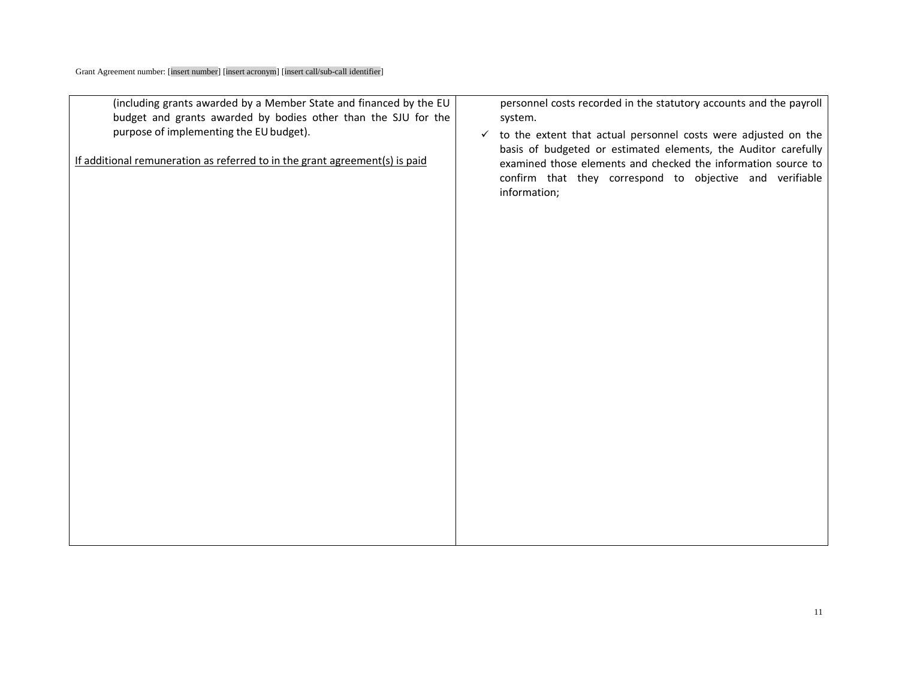| | |
|---|---|
| (including grants awarded by a Member State and financed by the EU budget and grants awarded by bodies other than the SJU for the purpose of implementing the EU budget).<br><br><u>If additional remuneration as referred to in the grant agreement(s) is paid</u> | personnel costs recorded in the statutory accounts and the payroll system.<br><br>✓ to the extent that actual personnel costs were adjusted on the basis of budgeted or estimated elements, the Auditor carefully examined those elements and checked the information source to confirm that they correspond to objective and verifiable information; |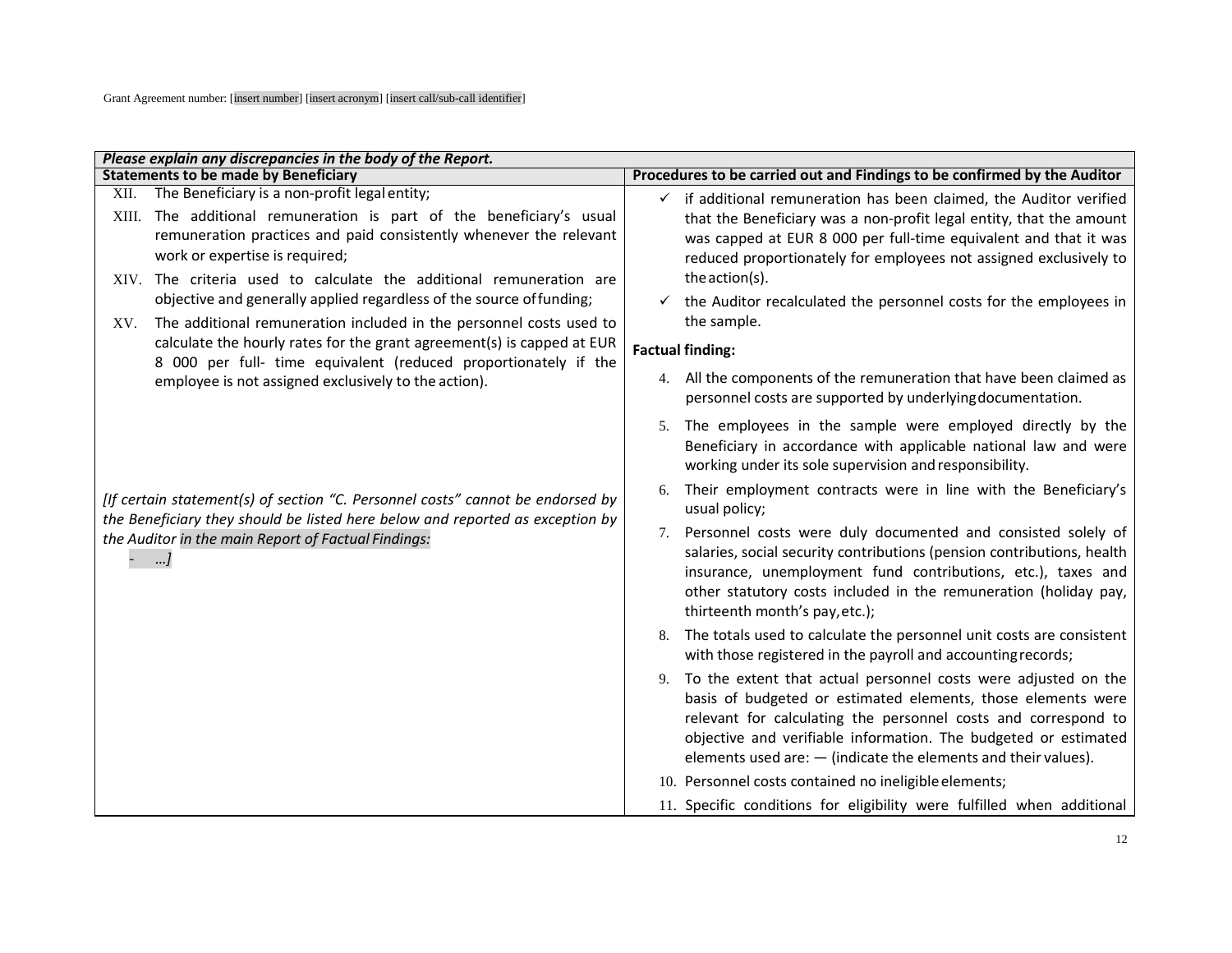Grant Agreement number: [insert number] [insert acronym] [insert call/sub-call identifier]

| *Please explain any discrepancies in the body of the Report.* | |
|---|---|
| **Statements to be made by Beneficiary** | **Procedures to be carried out and Findings to be confirmed by the Auditor** |
| XII. The Beneficiary is a non-profit legal entity;<br><br>XIII. The additional remuneration is part of the beneficiary's usual remuneration practices and paid consistently whenever the relevant work or expertise is required;<br><br>XIV. The criteria used to calculate the additional remuneration are objective and generally applied regardless of the source of funding;<br><br>XV. The additional remuneration included in the personnel costs used to calculate the hourly rates for the grant agreement(s) is capped at EUR 8 000 per full- time equivalent (reduced proportionately if the employee is not assigned exclusively to the action).<br><br>*[If certain statement(s) of section "C. Personnel costs" cannot be endorsed by the Beneficiary they should be listed here below and reported as exception by the Auditor in the main Report of Factual Findings:*<br><br>- *...]* | ✓ if additional remuneration has been claimed, the Auditor verified that the Beneficiary was a non-profit legal entity, that the amount was capped at EUR 8 000 per full-time equivalent and that it was reduced proportionately for employees not assigned exclusively to the action(s).<br><br>✓ the Auditor recalculated the personnel costs for the employees in the sample.<br><br>**Factual finding:**<br><br>4. All the components of the remuneration that have been claimed as personnel costs are supported by underlying documentation.<br><br>5. The employees in the sample were employed directly by the Beneficiary in accordance with applicable national law and were working under its sole supervision and responsibility.<br><br>6. Their employment contracts were in line with the Beneficiary's usual policy;<br><br>7. Personnel costs were duly documented and consisted solely of salaries, social security contributions (pension contributions, health insurance, unemployment fund contributions, etc.), taxes and other statutory costs included in the remuneration (holiday pay, thirteenth month's pay, etc.);<br><br>8. The totals used to calculate the personnel unit costs are consistent with those registered in the payroll and accounting records;<br><br>9. To the extent that actual personnel costs were adjusted on the basis of budgeted or estimated elements, those elements were relevant for calculating the personnel costs and correspond to objective and verifiable information. The budgeted or estimated elements used are: — (indicate the elements and their values).<br><br>10. Personnel costs contained no ineligible elements;<br><br>11. Specific conditions for eligibility were fulfilled when additional |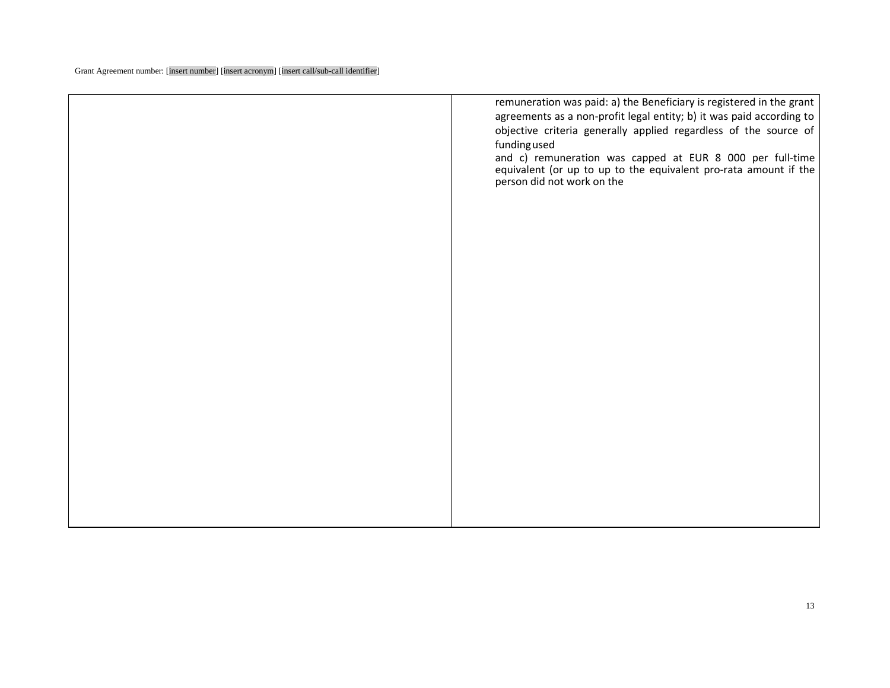| | |
|---|---|
| | remuneration was paid: a) the Beneficiary is registered in the grant agreements as a non-profit legal entity; b) it was paid according to objective criteria generally applied regardless of the source of funding used and c) remuneration was capped at EUR 8 000 per full-time equivalent (or up to up to the equivalent pro-rata amount if the person did not work on the |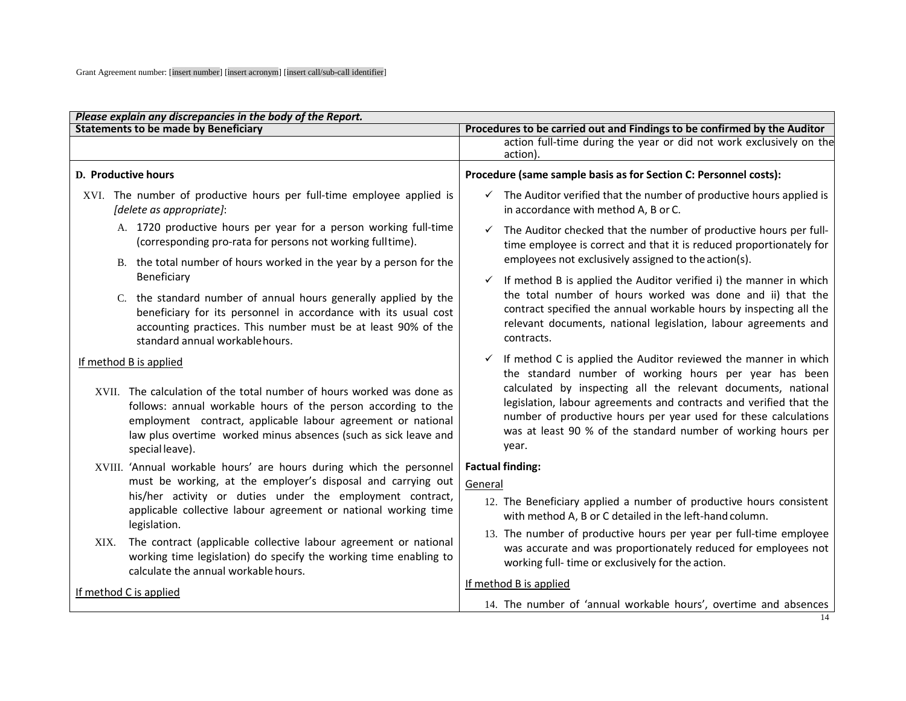Grant Agreement number: [insert number] [insert acronym] [insert call/sub-call identifier]

| *Please explain any discrepancies in the body of the Report.* | |
|---|---|
| **Statements to be made by Beneficiary** | **Procedures to be carried out and Findings to be confirmed by the Auditor** |
| | action full-time during the year or did not work exclusively on the action). |
| **D. Productive hours**<br><br>XVI. The number of productive hours per full-time employee applied is *[delete as appropriate]*:<br><br>A. 1720 productive hours per year for a person working full-time (corresponding pro-rata for persons not working fulltime).<br><br>B. the total number of hours worked in the year by a person for the Beneficiary<br><br>C. the standard number of annual hours generally applied by the beneficiary for its personnel in accordance with its usual cost accounting practices. This number must be at least 90% of the standard annual workable hours.<br><br><u>If method B is applied</u><br><br>XVII. The calculation of the total number of hours worked was done as follows: annual workable hours of the person according to the employment contract, applicable labour agreement or national law plus overtime worked minus absences (such as sick leave and special leave).<br><br>XVIII. 'Annual workable hours' are hours during which the personnel must be working, at the employer's disposal and carrying out his/her activity or duties under the employment contract, applicable collective labour agreement or national working time legislation.<br><br>XIX. The contract (applicable collective labour agreement or national working time legislation) do specify the working time enabling to calculate the annual workable hours.<br><br><u>If method C is applied</u> | **Procedure (same sample basis as for Section C: Personnel costs):**<br><br>✓ The Auditor verified that the number of productive hours applied is in accordance with method A, B or C.<br><br>✓ The Auditor checked that the number of productive hours per full-time employee is correct and that it is reduced proportionately for employees not exclusively assigned to the action(s).<br><br>✓ If method B is applied the Auditor verified i) the manner in which the total number of hours worked was done and ii) that the contract specified the annual workable hours by inspecting all the relevant documents, national legislation, labour agreements and contracts.<br><br>✓ If method C is applied the Auditor reviewed the manner in which the standard number of working hours per year has been calculated by inspecting all the relevant documents, national legislation, labour agreements and contracts and verified that the number of productive hours per year used for these calculations was at least 90 % of the standard number of working hours per year.<br><br>**Factual finding:**<br><br><u>General</u><br><br>12. The Beneficiary applied a number of productive hours consistent with method A, B or C detailed in the left-hand column.<br><br>13. The number of productive hours per year per full-time employee was accurate and was proportionately reduced for employees not working full- time or exclusively for the action.<br><br><u>If method B is applied</u><br><br>14. The number of 'annual workable hours', overtime and absences |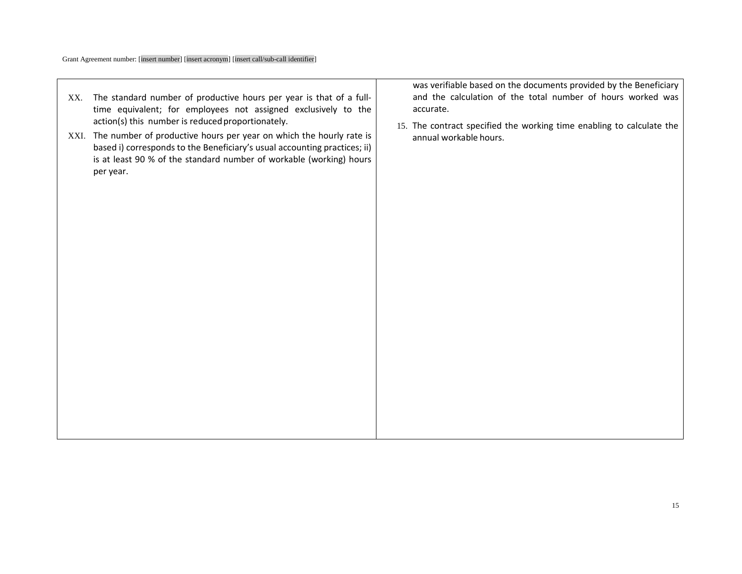| | |
|---|---|
| XX. The standard number of productive hours per year is that of a full-time equivalent; for employees not assigned exclusively to the action(s) this number is reduced proportionately.<br><br>XXI. The number of productive hours per year on which the hourly rate is based i) corresponds to the Beneficiary's usual accounting practices; ii) is at least 90 % of the standard number of workable (working) hours per year. | was verifiable based on the documents provided by the Beneficiary and the calculation of the total number of hours worked was accurate.<br><br>15. The contract specified the working time enabling to calculate the annual workable hours. |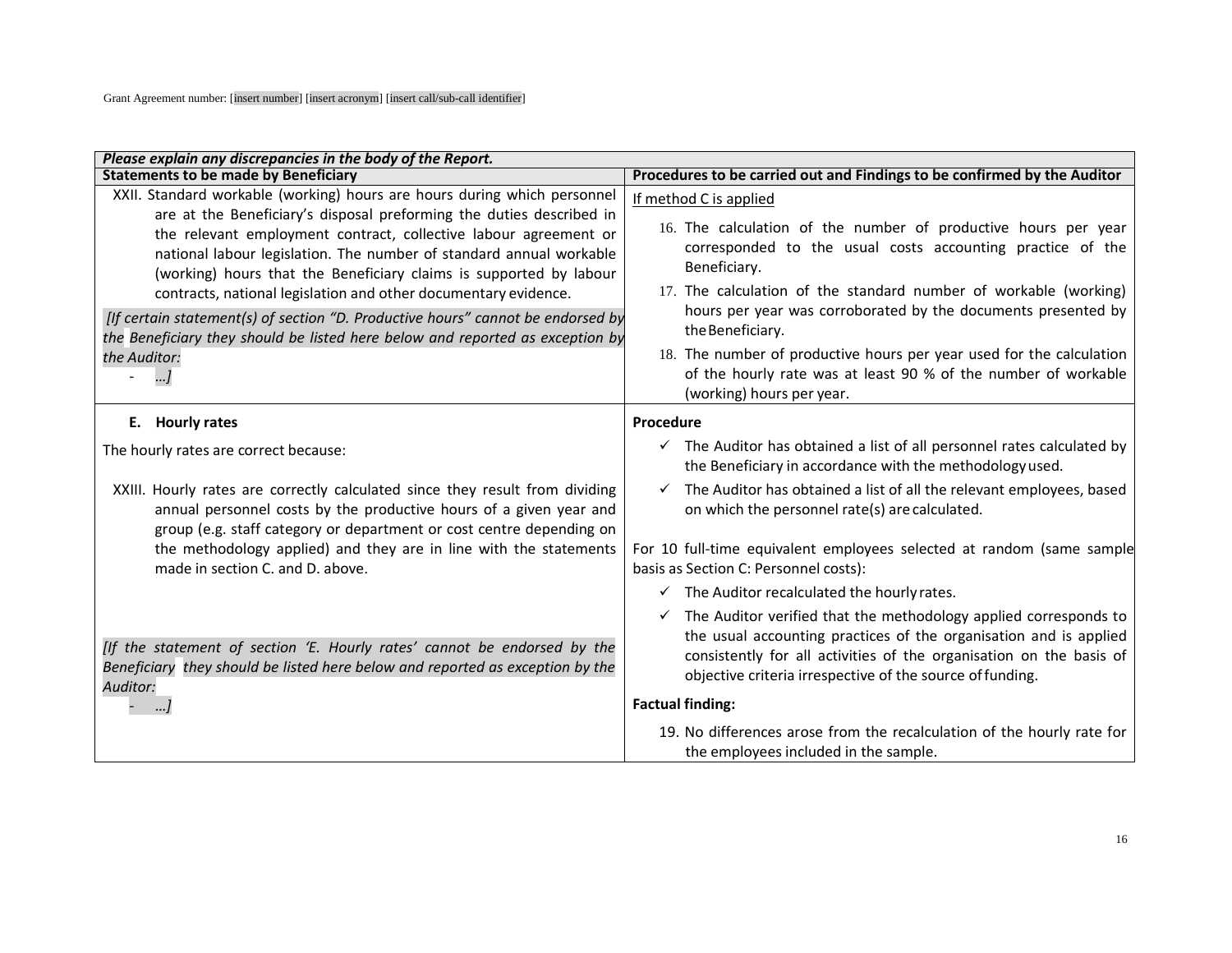Grant Agreement number: [insert number] [insert acronym] [insert call/sub-call identifier]

| ***Please explain any discrepancies in the body of the Report.*** | |
|---|---|
| **Statements to be made by Beneficiary** | **Procedures to be carried out and Findings to be confirmed by the Auditor** |
| XXII. Standard workable (working) hours are hours during which personnel are at the Beneficiary's disposal preforming the duties described in the relevant employment contract, collective labour agreement or national labour legislation. The number of standard annual workable (working) hours that the Beneficiary claims is supported by labour contracts, national legislation and other documentary evidence.<br><br>*[If certain statement(s) of section "D. Productive hours" cannot be endorsed by the Beneficiary they should be listed here below and reported as exception by the Auditor:*<br>- *...]* | <u>If method C is applied</u><br><br>16. The calculation of the number of productive hours per year corresponded to the usual costs accounting practice of the Beneficiary.<br>17. The calculation of the standard number of workable (working) hours per year was corroborated by the documents presented by the Beneficiary.<br>18. The number of productive hours per year used for the calculation of the hourly rate was at least 90 % of the number of workable (working) hours per year. |
| **E. Hourly rates**<br><br>The hourly rates are correct because:<br><br>XXIII. Hourly rates are correctly calculated since they result from dividing annual personnel costs by the productive hours of a given year and group (e.g. staff category or department or cost centre depending on the methodology applied) and they are in line with the statements made in section C. and D. above.<br><br>*[If the statement of section 'E. Hourly rates' cannot be endorsed by the Beneficiary they should be listed here below and reported as exception by the Auditor:*<br>- *...]* | **Procedure**<br><br>✓ The Auditor has obtained a list of all personnel rates calculated by the Beneficiary in accordance with the methodology used.<br>✓ The Auditor has obtained a list of all the relevant employees, based on which the personnel rate(s) are calculated.<br><br>For 10 full-time equivalent employees selected at random (same sample basis as Section C: Personnel costs):<br><br>✓ The Auditor recalculated the hourly rates.<br>✓ The Auditor verified that the methodology applied corresponds to the usual accounting practices of the organisation and is applied consistently for all activities of the organisation on the basis of objective criteria irrespective of the source of funding.<br><br>**Factual finding:**<br><br>19. No differences arose from the recalculation of the hourly rate for the employees included in the sample. |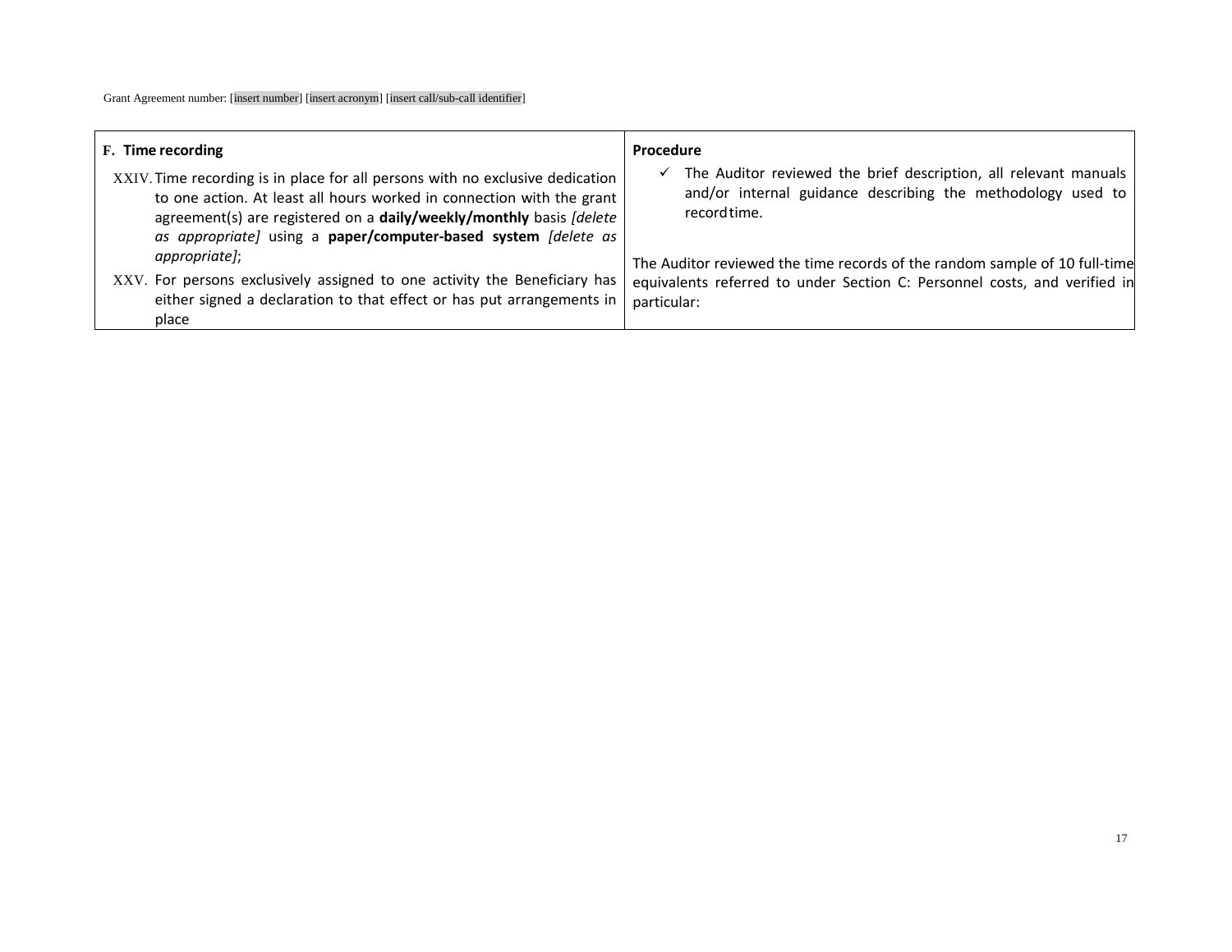| **F. Time recording** | **Procedure** |
| --- | --- |
| XXIV. Time recording is in place for all persons with no exclusive dedication to one action. At least all hours worked in connection with the grant agreement(s) are registered on a **daily/weekly/monthly** basis *[delete as appropriate]* using a **paper/computer-based system** *[delete as appropriate]*;<br><br>XXV. For persons exclusively assigned to one activity the Beneficiary has either signed a declaration to that effect or has put arrangements in place | ✓ The Auditor reviewed the brief description, all relevant manuals and/or internal guidance describing the methodology used to record time.<br><br>The Auditor reviewed the time records of the random sample of 10 full-time equivalents referred to under Section C: Personnel costs, and verified in particular: |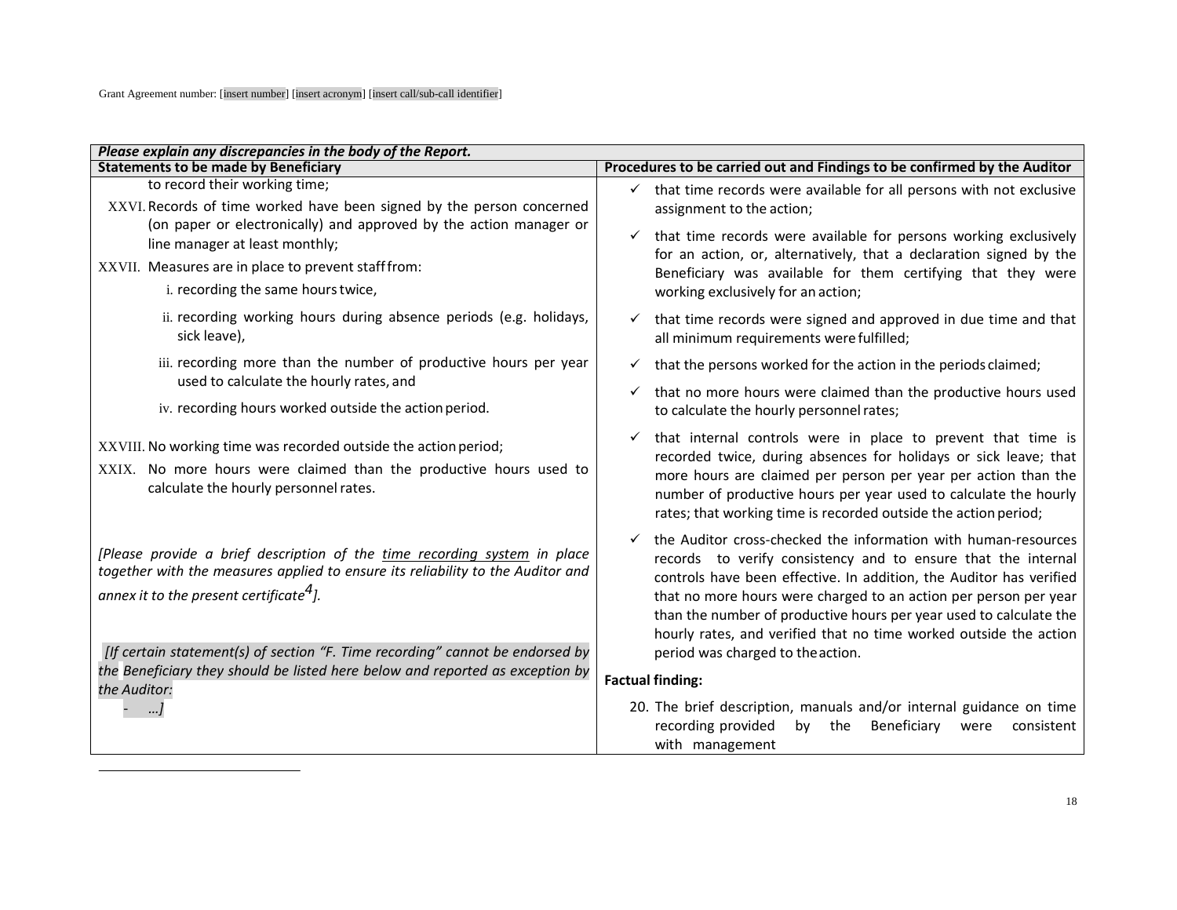| *Please explain any discrepancies in the body of the Report.* | |
|---|---|
| **Statements to be made by Beneficiary** | **Procedures to be carried out and Findings to be confirmed by the Auditor** |
| to record their working time;<br><br>XXVI. Records of time worked have been signed by the person concerned (on paper or electronically) and approved by the action manager or line manager at least monthly;<br><br>XXVII. Measures are in place to prevent staff from:<br>i. recording the same hours twice,<br>ii. recording working hours during absence periods (e.g. holidays, sick leave),<br>iii. recording more than the number of productive hours per year used to calculate the hourly rates, and<br>iv. recording hours worked outside the action period.<br><br>XXVIII. No working time was recorded outside the action period;<br><br>XXIX. No more hours were claimed than the productive hours used to calculate the hourly personnel rates.<br><br>*[Please provide a brief description of the time recording system in place together with the measures applied to ensure its reliability to the Auditor and annex it to the present certificate[4]].*<br><br>*[If certain statement(s) of section "F. Time recording" cannot be endorsed by the Beneficiary they should be listed here below and reported as exception by the Auditor:*<br>*- …]* | ✓ that time records were available for all persons with not exclusive assignment to the action;<br>✓ that time records were available for persons working exclusively for an action, or, alternatively, that a declaration signed by the Beneficiary was available for them certifying that they were working exclusively for an action;<br>✓ that time records were signed and approved in due time and that all minimum requirements were fulfilled;<br>✓ that the persons worked for the action in the periods claimed;<br>✓ that no more hours were claimed than the productive hours used to calculate the hourly personnel rates;<br>✓ that internal controls were in place to prevent that time is recorded twice, during absences for holidays or sick leave; that more hours are claimed per person per year per action than the number of productive hours per year used to calculate the hourly rates; that working time is recorded outside the action period;<br>✓ the Auditor cross-checked the information with human-resources records to verify consistency and to ensure that the internal controls have been effective. In addition, the Auditor has verified that no more hours were charged to an action per person per year than the number of productive hours per year used to calculate the hourly rates, and verified that no time worked outside the action period was charged to the action.<br><br>**Factual finding:**<br><br>20. The brief description, manuals and/or internal guidance on time recording provided by the Beneficiary were consistent with management |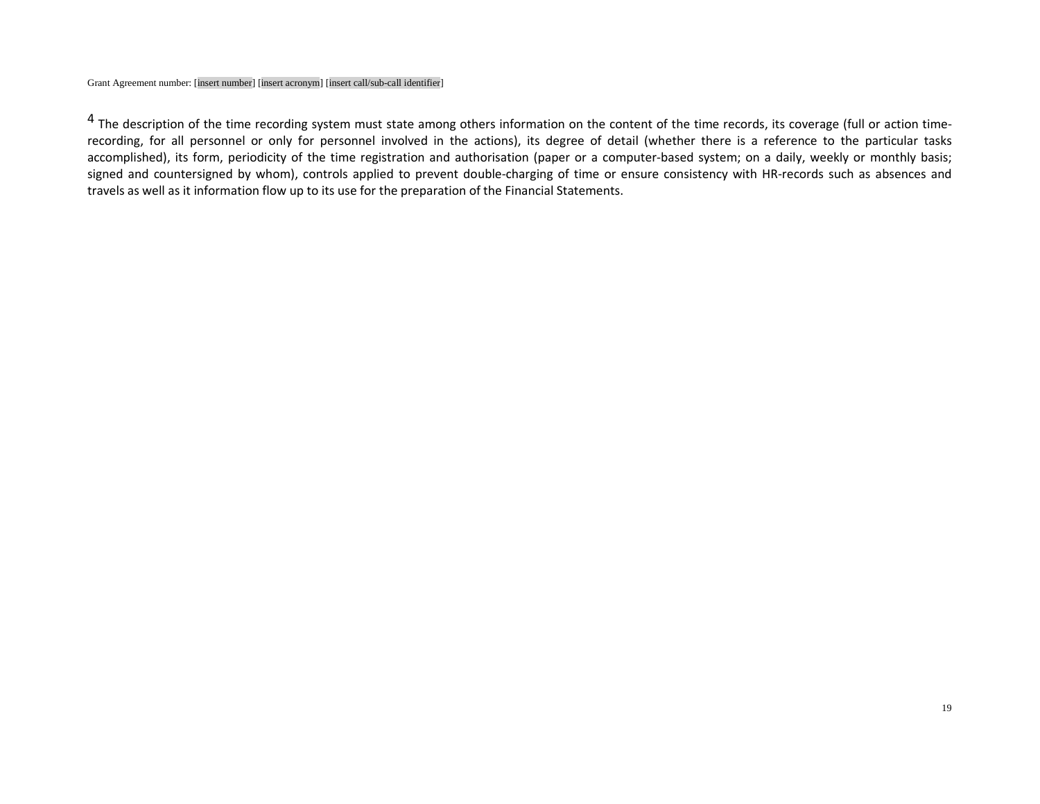[4] The description of the time recording system must state among others information on the content of the time records, its coverage (full or action time-recording, for all personnel or only for personnel involved in the actions), its degree of detail (whether there is a reference to the particular tasks accomplished), its form, periodicity of the time registration and authorisation (paper or a computer-based system; on a daily, weekly or monthly basis; signed and countersigned by whom), controls applied to prevent double-charging of time or ensure consistency with HR-records such as absences and travels as well as it information flow up to its use for the preparation of the Financial Statements.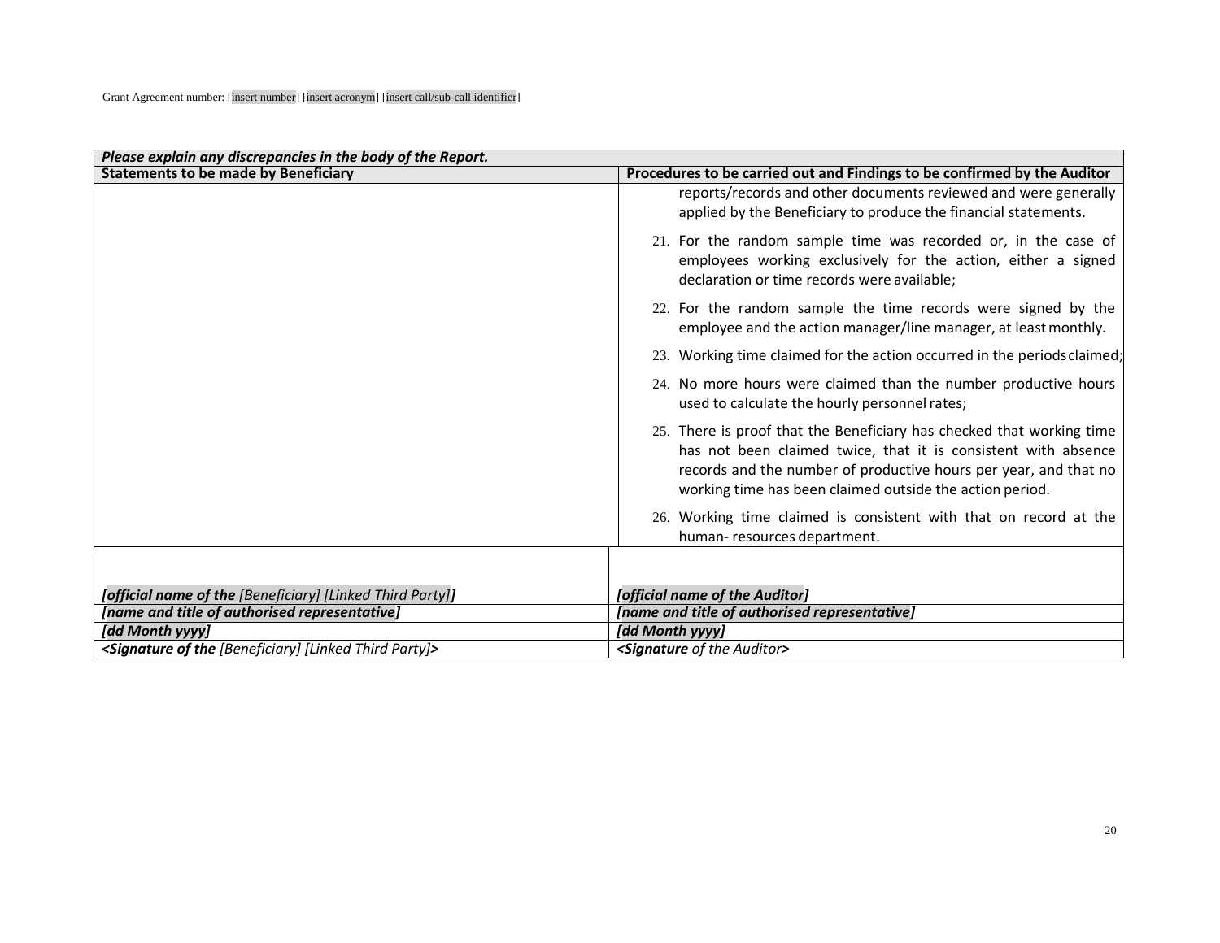| Please explain any discrepancies in the body of the Report. | |
|---|---|
| **Statements to be made by Beneficiary** | **Procedures to be carried out and Findings to be confirmed by the Auditor** |
| | reports/records and other documents reviewed and were generally applied by the Beneficiary to produce the financial statements.<br><br>21. For the random sample time was recorded or, in the case of employees working exclusively for the action, either a signed declaration or time records were available;<br><br>22. For the random sample the time records were signed by the employee and the action manager/line manager, at least monthly.<br><br>23. Working time claimed for the action occurred in the periods claimed;<br><br>24. No more hours were claimed than the number productive hours used to calculate the hourly personnel rates;<br><br>25. There is proof that the Beneficiary has checked that working time has not been claimed twice, that it is consistent with absence records and the number of productive hours per year, and that no working time has been claimed outside the action period.<br><br>26. Working time claimed is consistent with that on record at the human- resources department. |

| | |
|---|---|
| ***[official name of the** [Beneficiary] [Linked Third Party]]* | ***[official name of the Auditor]*** |
| ***[name and title of authorised representative]*** | ***[name and title of authorised representative]*** |
| ***[dd Month yyyy]*** | ***[dd Month yyyy]*** |
| ***<Signature of the** [Beneficiary] [Linked Third Party]**>*** | ***<Signature** of the Auditor**>*** |